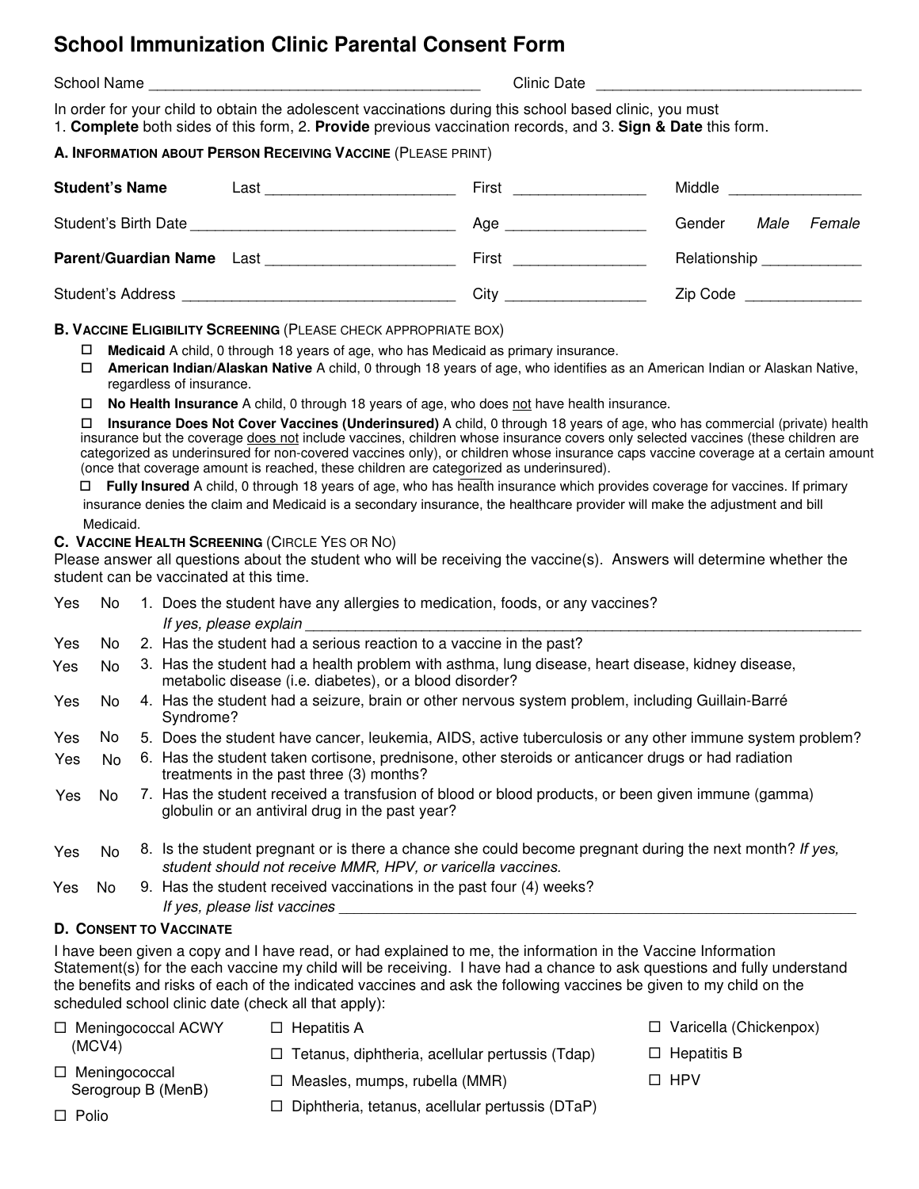# School Immunization Clinic Parental Consent Form

School Name _______________________________________ Clinic Date _______________________________

In order for your child to obtain the adolescent vaccinations during this school based clinic, you must
1. **Complete** both sides of this form, 2. **Provide** previous vaccination records, and 3. **Sign & Date** this form.

### A. Information about Person Receiving Vaccine (Please print)

**Student's Name** Last ______________________ First _______________ Middle _______________

Student's Birth Date ______________________________ Age ________________ Gender *Male* *Female*

**Parent/Guardian Name** Last ______________________ First _______________ Relationship ____________

Student's Address ________________________________ City ________________ Zip Code ______________

### B. Vaccine Eligibility Screening (Please check appropriate box)

- ☐ **Medicaid** A child, 0 through 18 years of age, who has Medicaid as primary insurance.
- ☐ **American Indian/Alaskan Native** A child, 0 through 18 years of age, who identifies as an American Indian or Alaskan Native, regardless of insurance.
- ☐ **No Health Insurance** A child, 0 through 18 years of age, who does not have health insurance.
- ☐ **Insurance Does Not Cover Vaccines (Underinsured)** A child, 0 through 18 years of age, who has commercial (private) health insurance but the coverage does not include vaccines, children whose insurance covers only selected vaccines (these children are categorized as underinsured for non-covered vaccines only), or children whose insurance caps vaccine coverage at a certain amount (once that coverage amount is reached, these children are categorized as underinsured).
- ☐ **Fully Insured** A child, 0 through 18 years of age, who has health insurance which provides coverage for vaccines. If primary insurance denies the claim and Medicaid is a secondary insurance, the healthcare provider will make the adjustment and bill Medicaid.

### C. Vaccine Health Screening (Circle Yes or No)

Please answer all questions about the student who will be receiving the vaccine(s). Answers will determine whether the student can be vaccinated at this time.

Yes No 1. Does the student have any allergies to medication, foods, or any vaccines?
*If yes, please explain* ______________________________________________________________

Yes No 2. Has the student had a serious reaction to a vaccine in the past?

Yes No 3. Has the student had a health problem with asthma, lung disease, heart disease, kidney disease, metabolic disease (i.e. diabetes), or a blood disorder?

Yes No 4. Has the student had a seizure, brain or other nervous system problem, including Guillain-Barré Syndrome?

Yes No 5. Does the student have cancer, leukemia, AIDS, active tuberculosis or any other immune system problem?

Yes No 6. Has the student taken cortisone, prednisone, other steroids or anticancer drugs or had radiation treatments in the past three (3) months?

Yes No 7. Has the student received a transfusion of blood or blood products, or been given immune (gamma) globulin or an antiviral drug in the past year?

Yes No 8. Is the student pregnant or is there a chance she could become pregnant during the next month? *If yes, student should not receive MMR, HPV, or varicella vaccines.*

Yes No 9. Has the student received vaccinations in the past four (4) weeks?
*If yes, please list vaccines* ______________________________________________________________

### D. Consent to Vaccinate

I have been given a copy and I have read, or had explained to me, the information in the Vaccine Information Statement(s) for the each vaccine my child will be receiving. I have had a chance to ask questions and fully understand the benefits and risks of each of the indicated vaccines and ask the following vaccines be given to my child on the scheduled school clinic date (check all that apply):

- ☐ Meningococcal ACWY (MCV4)
- ☐ Meningococcal Serogroup B (MenB)
- ☐ Polio
- ☐ Hepatitis A
- ☐ Tetanus, diphtheria, acellular pertussis (Tdap)
- ☐ Measles, mumps, rubella (MMR)
- ☐ Diphtheria, tetanus, acellular pertussis (DTaP)
- ☐ Varicella (Chickenpox)
- ☐ Hepatitis B
- ☐ HPV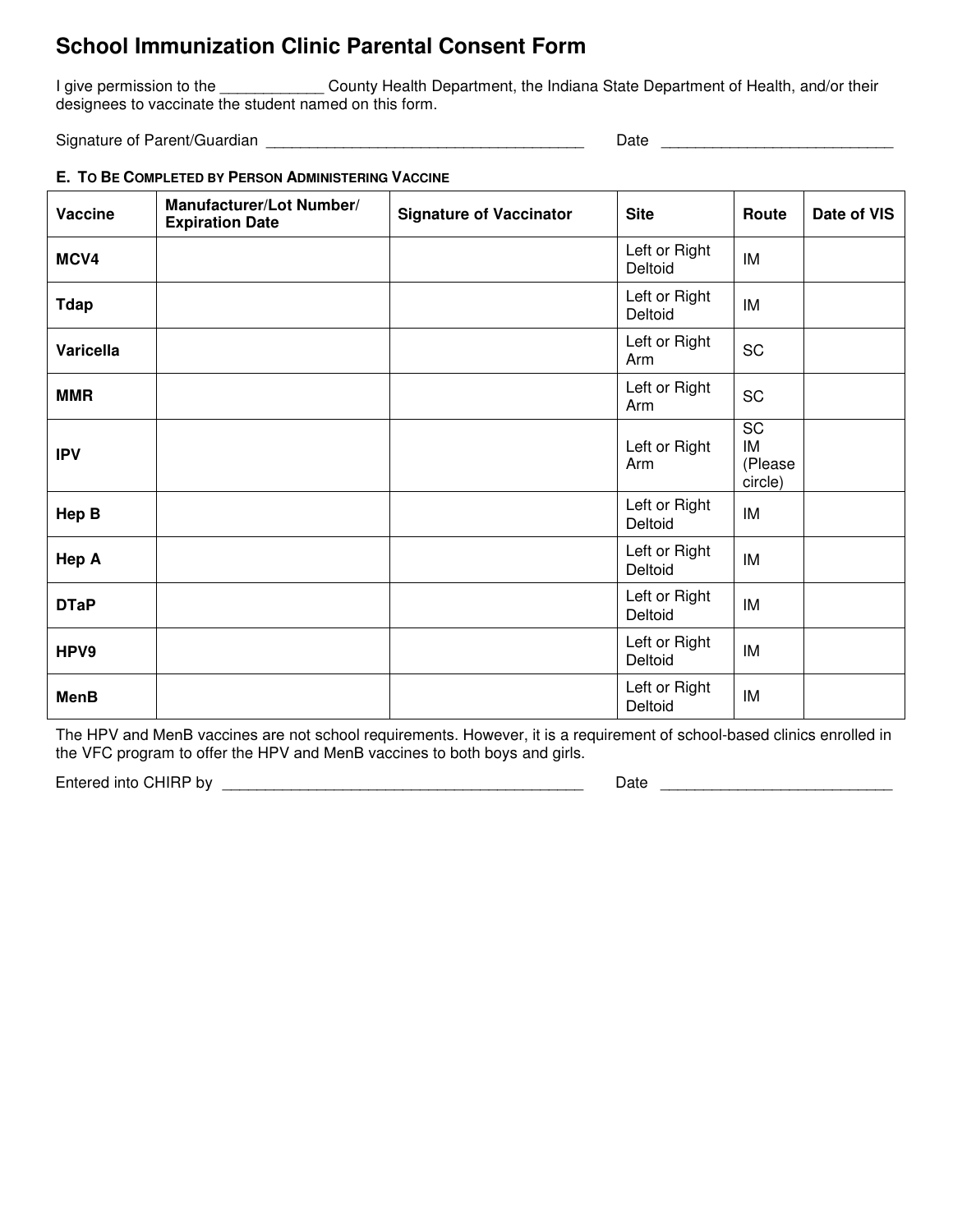# School Immunization Clinic Parental Consent Form

I give permission to the ____________ County Health Department, the Indiana State Department of Health, and/or their designees to vaccinate the student named on this form.

Signature of Parent/Guardian ______________________________________ Date __________________________

**E. To Be Completed by Person Administering Vaccine**

| Vaccine | Manufacturer/Lot Number/ Expiration Date | Signature of Vaccinator | Site | Route | Date of VIS |
|---|---|---|---|---|---|
| **MCV4** | | | Left or Right Deltoid | IM | |
| **Tdap** | | | Left or Right Deltoid | IM | |
| **Varicella** | | | Left or Right Arm | SC | |
| **MMR** | | | Left or Right Arm | SC | |
| **IPV** | | | Left or Right Arm | SC IM (Please circle) | |
| **Hep B** | | | Left or Right Deltoid | IM | |
| **Hep A** | | | Left or Right Deltoid | IM | |
| **DTaP** | | | Left or Right Deltoid | IM | |
| **HPV9** | | | Left or Right Deltoid | IM | |
| **MenB** | | | Left or Right Deltoid | IM | |

The HPV and MenB vaccines are not school requirements. However, it is a requirement of school-based clinics enrolled in the VFC program to offer the HPV and MenB vaccines to both boys and girls.

Entered into CHIRP by __________________________________________ Date __________________________